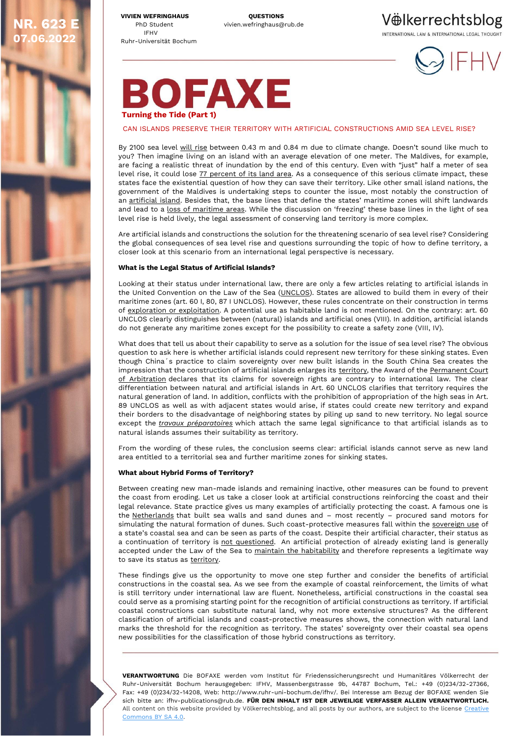NR. 623 E
07.06.2022

**VIVIEN WEFRINGHAUS**
PhD Student
IFHV
Ruhr-Universität Bochum

**QUESTIONS**
vivien.wefringhaus@rub.de

Völkerrechtsblog
INTERNATIONAL LAW & INTERNATIONAL LEGAL THOUGHT

IFHV

# BOFAXE

**Turning the Tide (Part 1)**

## CAN ISLANDS PRESERVE THEIR TERRITORY WITH ARTIFICIAL CONSTRUCTIONS AMID SEA LEVEL RISE?

By 2100 sea level will rise between 0.43 m and 0.84 m due to climate change. Doesn't sound like much to you? Then imagine living on an island with an average elevation of one meter. The Maldives, for example, are facing a realistic threat of inundation by the end of this century. Even with "just" half a meter of sea level rise, it could lose 77 percent of its land area. As a consequence of this serious climate impact, these states face the existential question of how they can save their territory. Like other small island nations, the government of the Maldives is undertaking steps to counter the issue, most notably the construction of an artificial island. Besides that, the base lines that define the states' maritime zones will shift landwards and lead to a loss of maritime areas. While the discussion on 'freezing' these base lines in the light of sea level rise is held lively, the legal assessment of conserving land territory is more complex.

Are artificial islands and constructions the solution for the threatening scenario of sea level rise? Considering the global consequences of sea level rise and questions surrounding the topic of how to define territory, a closer look at this scenario from an international legal perspective is necessary.

**What is the Legal Status of Artificial Islands?**

Looking at their status under international law, there are only a few articles relating to artificial islands in the United Convention on the Law of the Sea (UNCLOS). States are allowed to build them in every of their maritime zones (art. 60 I, 80, 87 I UNCLOS). However, these rules concentrate on their construction in terms of exploration or exploitation. A potential use as habitable land is not mentioned. On the contrary: art. 60 UNCLOS clearly distinguishes between (natural) islands and artificial ones (VIII). In addition, artificial islands do not generate any maritime zones except for the possibility to create a safety zone (VIII, IV).

What does that tell us about their capability to serve as a solution for the issue of sea level rise? The obvious question to ask here is whether artificial islands could represent new territory for these sinking states. Even though China´s practice to claim sovereignty over new built islands in the South China Sea creates the impression that the construction of artificial islands enlarges its territory, the Award of the Permanent Court of Arbitration declares that its claims for sovereign rights are contrary to international law. The clear differentiation between natural and artificial islands in Art. 60 UNCLOS clarifies that territory requires the natural generation of land. In addition, conflicts with the prohibition of appropriation of the high seas in Art. 89 UNCLOS as well as with adjacent states would arise, if states could create new territory and expand their borders to the disadvantage of neighboring states by piling up sand to new territory. No legal source except the *travaux préparatoires* which attach the same legal significance to that artificial islands as to natural islands assumes their suitability as territory.

From the wording of these rules, the conclusion seems clear: artificial islands cannot serve as new land area entitled to a territorial sea and further maritime zones for sinking states.

**What about Hybrid Forms of Territory?**

Between creating new man-made islands and remaining inactive, other measures can be found to prevent the coast from eroding. Let us take a closer look at artificial constructions reinforcing the coast and their legal relevance. State practice gives us many examples of artificially protecting the coast. A famous one is the Netherlands that built sea walls and sand dunes and – most recently – procured sand motors for simulating the natural formation of dunes. Such coast-protective measures fall within the sovereign use of a state's coastal sea and can be seen as parts of the coast. Despite their artificial character, their status as a continuation of territory is not questioned. An artificial protection of already existing land is generally accepted under the Law of the Sea to maintain the habitability and therefore represents a legitimate way to save its status as territory.

These findings give us the opportunity to move one step further and consider the benefits of artificial constructions in the coastal sea. As we see from the example of coastal reinforcement, the limits of what is still territory under international law are fluent. Nonetheless, artificial constructions in the coastal sea could serve as a promising starting point for the recognition of artificial constructions as territory. If artificial coastal constructions can substitute natural land, why not more extensive structures? As the different classification of artificial islands and coast-protective measures shows, the connection with natural land marks the threshold for the recognition as territory. The states' sovereignty over their coastal sea opens new possibilities for the classification of those hybrid constructions as territory.

**VERANTWORTUNG** Die BOFAXE werden vom Institut für Friedenssicherungsrecht und Humanitäres Völkerrecht der Ruhr-Universität Bochum herausgegeben: IFHV, Massenbergstrasse 9b, 44787 Bochum, Tel.: +49 (0)234/32-27366, Fax: +49 (0)234/32-14208, Web: http://www.ruhr-uni-bochum.de/ifhv/. Bei Interesse am Bezug der BOFAXE wenden Sie sich bitte an: ifhv-publications@rub.de. **FÜR DEN INHALT IST DER JEWEILIGE VERFASSER ALLEIN VERANTWORTLICH.** All content on this website provided by Völkerrechtsblog, and all posts by our authors, are subject to the license Creative Commons BY SA 4.0.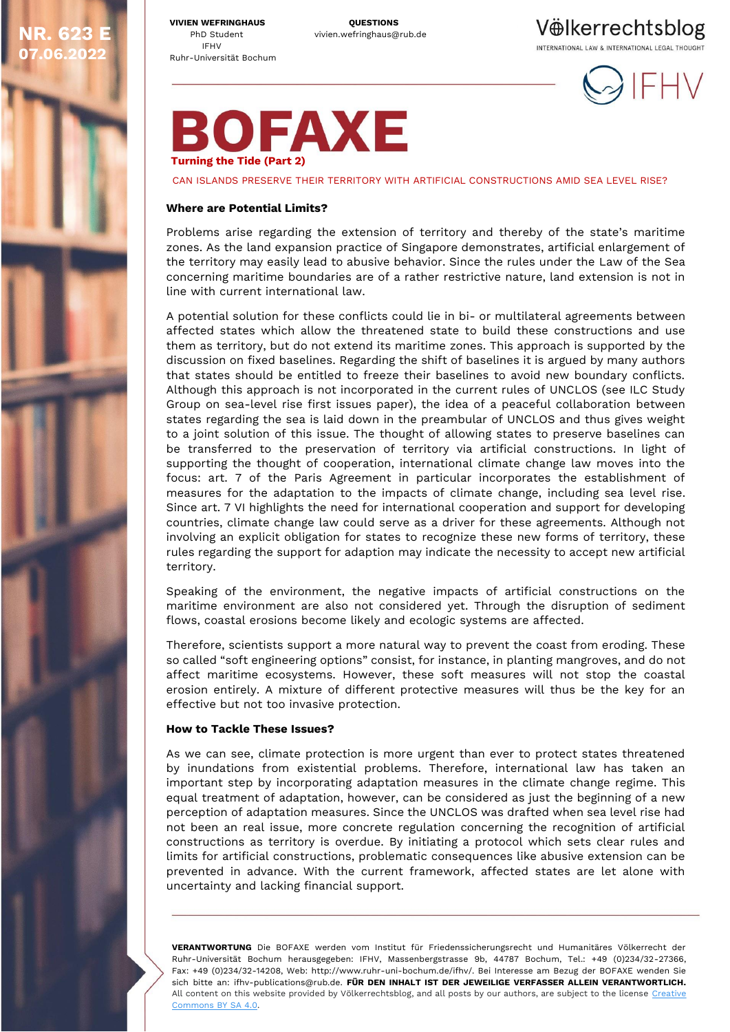# BOFAXE

**Turning the Tide (Part 2)**

CAN ISLANDS PRESERVE THEIR TERRITORY WITH ARTIFICIAL CONSTRUCTIONS AMID SEA LEVEL RISE?

**Where are Potential Limits?**

Problems arise regarding the extension of territory and thereby of the state's maritime zones. As the land expansion practice of Singapore demonstrates, artificial enlargement of the territory may easily lead to abusive behavior. Since the rules under the Law of the Sea concerning maritime boundaries are of a rather restrictive nature, land extension is not in line with current international law.

A potential solution for these conflicts could lie in bi- or multilateral agreements between affected states which allow the threatened state to build these constructions and use them as territory, but do not extend its maritime zones. This approach is supported by the discussion on fixed baselines. Regarding the shift of baselines it is argued by many authors that states should be entitled to freeze their baselines to avoid new boundary conflicts. Although this approach is not incorporated in the current rules of UNCLOS (see ILC Study Group on sea-level rise first issues paper), the idea of a peaceful collaboration between states regarding the sea is laid down in the preambular of UNCLOS and thus gives weight to a joint solution of this issue. The thought of allowing states to preserve baselines can be transferred to the preservation of territory via artificial constructions. In light of supporting the thought of cooperation, international climate change law moves into the focus: art. 7 of the Paris Agreement in particular incorporates the establishment of measures for the adaptation to the impacts of climate change, including sea level rise. Since art. 7 VI highlights the need for international cooperation and support for developing countries, climate change law could serve as a driver for these agreements. Although not involving an explicit obligation for states to recognize these new forms of territory, these rules regarding the support for adaption may indicate the necessity to accept new artificial territory.

Speaking of the environment, the negative impacts of artificial constructions on the maritime environment are also not considered yet. Through the disruption of sediment flows, coastal erosions become likely and ecologic systems are affected.

Therefore, scientists support a more natural way to prevent the coast from eroding. These so called "soft engineering options" consist, for instance, in planting mangroves, and do not affect maritime ecosystems. However, these soft measures will not stop the coastal erosion entirely. A mixture of different protective measures will thus be the key for an effective but not too invasive protection.

**How to Tackle These Issues?**

As we can see, climate protection is more urgent than ever to protect states threatened by inundations from existential problems. Therefore, international law has taken an important step by incorporating adaptation measures in the climate change regime. This equal treatment of adaptation, however, can be considered as just the beginning of a new perception of adaptation measures. Since the UNCLOS was drafted when sea level rise had not been an real issue, more concrete regulation concerning the recognition of artificial constructions as territory is overdue. By initiating a protocol which sets clear rules and limits for artificial constructions, problematic consequences like abusive extension can be prevented in advance. With the current framework, affected states are let alone with uncertainty and lacking financial support.

**VERANTWORTUNG** Die BOFAXE werden vom Institut für Friedenssicherungsrecht und Humanitäres Völkerrecht der Ruhr-Universität Bochum herausgegeben: IFHV, Massenbergstrasse 9b, 44787 Bochum, Tel.: +49 (0)234/32-27366, Fax: +49 (0)234/32-14208, Web: http://www.ruhr-uni-bochum.de/ifhv/. Bei Interesse am Bezug der BOFAXE wenden Sie sich bitte an: ifhv-publications@rub.de. **FÜR DEN INHALT IST DER JEWEILIGE VERFASSER ALLEIN VERANTWORTLICH.** All content on this website provided by Völkerrechtsblog, and all posts by our authors, are subject to the license Creative Commons BY SA 4.0.